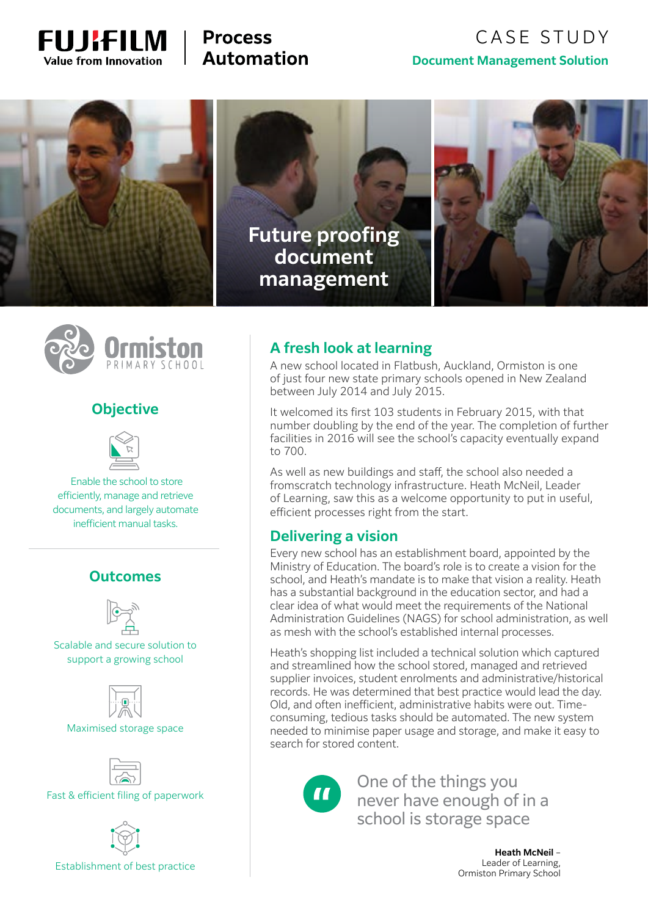FUJIFILM
Value from Innovation

Process Automation

CASE STUDY

**Document Management Solution**

# Future proofing document management

Ormiston PRIMARY SCHOOL

## Objective

Enable the school to store efficiently, manage and retrieve documents, and largely automate inefficient manual tasks.

## Outcomes

Scalable and secure solution to support a growing school

Maximised storage space

Fast & efficient filing of paperwork

Establishment of best practice

## A fresh look at learning

A new school located in Flatbush, Auckland, Ormiston is one of just four new state primary schools opened in New Zealand between July 2014 and July 2015.

It welcomed its first 103 students in February 2015, with that number doubling by the end of the year. The completion of further facilities in 2016 will see the school's capacity eventually expand to 700.

As well as new buildings and staff, the school also needed a fromscratch technology infrastructure. Heath McNeil, Leader of Learning, saw this as a welcome opportunity to put in useful, efficient processes right from the start.

## Delivering a vision

Every new school has an establishment board, appointed by the Ministry of Education. The board's role is to create a vision for the school, and Heath's mandate is to make that vision a reality. Heath has a substantial background in the education sector, and had a clear idea of what would meet the requirements of the National Administration Guidelines (NAGS) for school administration, as well as mesh with the school's established internal processes.

Heath's shopping list included a technical solution which captured and streamlined how the school stored, managed and retrieved supplier invoices, student enrolments and administrative/historical records. He was determined that best practice would lead the day. Old, and often inefficient, administrative habits were out. Time-consuming, tedious tasks should be automated. The new system needed to minimise paper usage and storage, and make it easy to search for stored content.

> One of the things you never have enough of in a school is storage space

**Heath McNeil** – Leader of Learning, Ormiston Primary School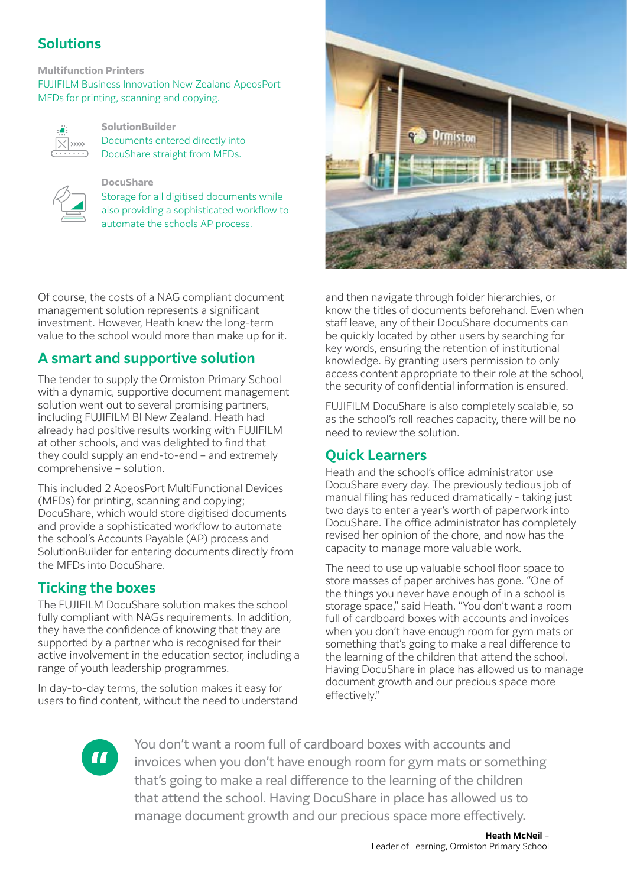## Solutions

**Multifunction Printers**
FUJIFILM Business Innovation New Zealand ApeosPort MFDs for printing, scanning and copying.

**SolutionBuilder**
Documents entered directly into DocuShare straight from MFDs.

**DocuShare**
Storage for all digitised documents while also providing a sophisticated workflow to automate the schools AP process.

Of course, the costs of a NAG compliant document management solution represents a significant investment. However, Heath knew the long-term value to the school would more than make up for it.

## A smart and supportive solution

The tender to supply the Ormiston Primary School with a dynamic, supportive document management solution went out to several promising partners, including FUJIFILM BI New Zealand. Heath had already had positive results working with FUJIFILM at other schools, and was delighted to find that they could supply an end-to-end – and extremely comprehensive – solution.

This included 2 ApeosPort MultiFunctional Devices (MFDs) for printing, scanning and copying; DocuShare, which would store digitised documents and provide a sophisticated workflow to automate the school's Accounts Payable (AP) process and SolutionBuilder for entering documents directly from the MFDs into DocuShare.

## Ticking the boxes

The FUJIFILM DocuShare solution makes the school fully compliant with NAGs requirements. In addition, they have the confidence of knowing that they are supported by a partner who is recognised for their active involvement in the education sector, including a range of youth leadership programmes.

In day-to-day terms, the solution makes it easy for users to find content, without the need to understand and then navigate through folder hierarchies, or know the titles of documents beforehand. Even when staff leave, any of their DocuShare documents can be quickly located by other users by searching for key words, ensuring the retention of institutional knowledge. By granting users permission to only access content appropriate to their role at the school, the security of confidential information is ensured.

FUJIFILM DocuShare is also completely scalable, so as the school's roll reaches capacity, there will be no need to review the solution.

## Quick Learners

Heath and the school's office administrator use DocuShare every day. The previously tedious job of manual filing has reduced dramatically - taking just two days to enter a year's worth of paperwork into DocuShare. The office administrator has completely revised her opinion of the chore, and now has the capacity to manage more valuable work.

The need to use up valuable school floor space to store masses of paper archives has gone. "One of the things you never have enough of in a school is storage space," said Heath. "You don't want a room full of cardboard boxes with accounts and invoices when you don't have enough room for gym mats or something that's going to make a real difference to the learning of the children that attend the school. Having DocuShare in place has allowed us to manage document growth and our precious space more effectively."

> You don't want a room full of cardboard boxes with accounts and invoices when you don't have enough room for gym mats or something that's going to make a real difference to the learning of the children that attend the school. Having DocuShare in place has allowed us to manage document growth and our precious space more effectively.

**Heath McNeil** –
Leader of Learning, Ormiston Primary School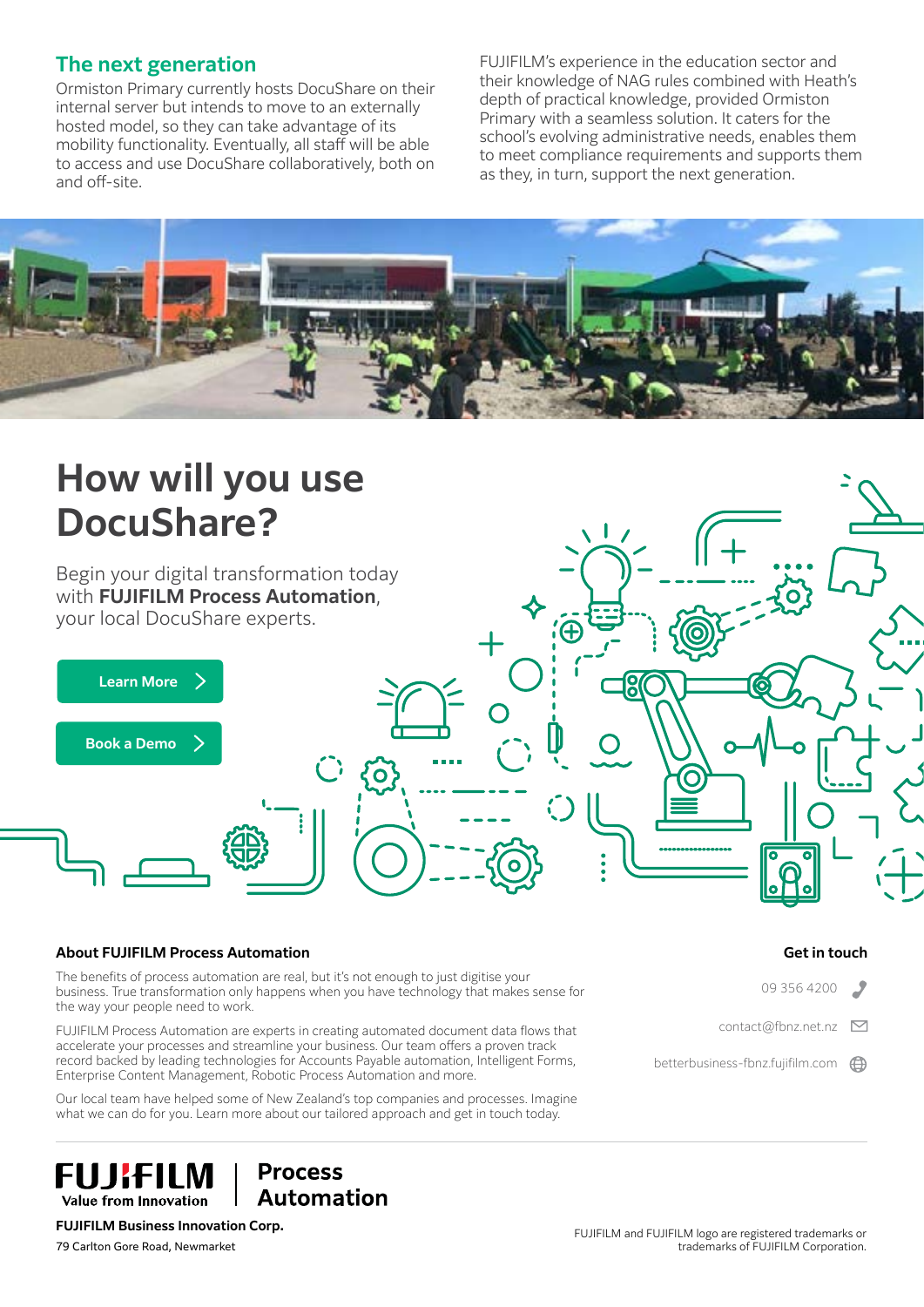## The next generation

Ormiston Primary currently hosts DocuShare on their internal server but intends to move to an externally hosted model, so they can take advantage of its mobility functionality. Eventually, all staff will be able to access and use DocuShare collaboratively, both on and off-site.

FUJIFILM's experience in the education sector and their knowledge of NAG rules combined with Heath's depth of practical knowledge, provided Ormiston Primary with a seamless solution. It caters for the school's evolving administrative needs, enables them to meet compliance requirements and supports them as they, in turn, support the next generation.

# How will you use DocuShare?

Begin your digital transformation today with **FUJIFILM Process Automation**, your local DocuShare experts.

Learn More

Book a Demo

### About FUJIFILM Process Automation

The benefits of process automation are real, but it's not enough to just digitise your business. True transformation only happens when you have technology that makes sense for the way your people need to work.

FUJIFILM Process Automation are experts in creating automated document data flows that accelerate your processes and streamline your business. Our team offers a proven track record backed by leading technologies for Accounts Payable automation, Intelligent Forms, Enterprise Content Management, Robotic Process Automation and more.

Our local team have helped some of New Zealand's top companies and processes. Imagine what we can do for you. Learn more about our tailored approach and get in touch today.

### Get in touch

09 356 4200

contact@fbnz.net.nz

betterbusiness-fbnz.fujifilm.com

FUJIFILM Value from Innovation | Process Automation

**FUJIFILM Business Innovation Corp.**

79 Carlton Gore Road, Newmarket

FUJIFILM and FUJIFILM logo are registered trademarks or trademarks of FUJIFILM Corporation.